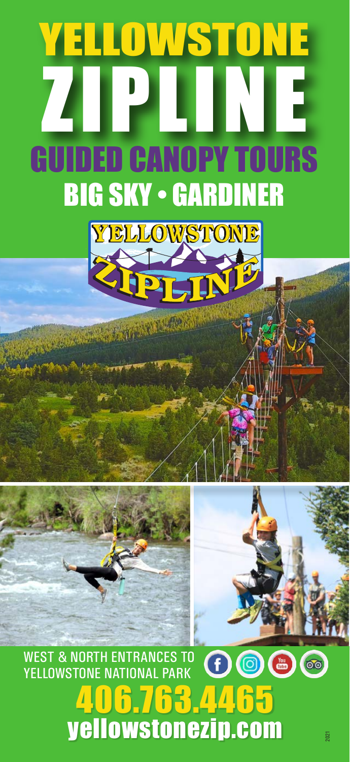# YELLOWSTONE ZIPLINE

## GUIDED CANOPY TOURS

## BIG SKY • GARDINER

WEST & NORTH ENTRANCES TO YELLOWSTONE NATIONAL PARK

**406.763.4465**

**yellowstonezip.com**

2021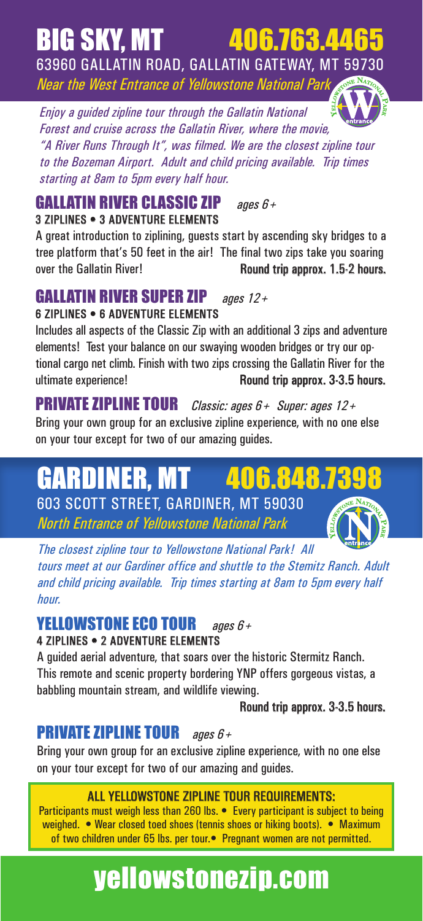# BIG SKY, MT 406.763.4465

63960 GALLATIN ROAD, GALLATIN GATEWAY, MT 59730

*Near the West Entrance of Yellowstone National Park*

*Enjoy a guided zipline tour through the Gallatin National Forest and cruise across the Gallatin River, where the movie, "A River Runs Through It", was filmed. We are the closest zipline tour to the Bozeman Airport. Adult and child pricing available. Trip times starting at 8am to 5pm every half hour.*

## GALLATIN RIVER CLASSIC ZIP *ages 6+*

**3 ZIPLINES • 3 ADVENTURE ELEMENTS**

A great introduction to ziplining, guests start by ascending sky bridges to a tree platform that's 50 feet in the air! The final two zips take you soaring over the Gallatin River! **Round trip approx. 1.5-2 hours.**

## GALLATIN RIVER SUPER ZIP *ages 12+*

**6 ZIPLINES • 6 ADVENTURE ELEMENTS**

Includes all aspects of the Classic Zip with an additional 3 zips and adventure elements! Test your balance on our swaying wooden bridges or try our optional cargo net climb. Finish with two zips crossing the Gallatin River for the ultimate experience! **Round trip approx. 3-3.5 hours.**

## PRIVATE ZIPLINE TOUR *Classic: ages 6+ Super: ages 12+*

Bring your own group for an exclusive zipline experience, with no one else on your tour except for two of our amazing guides.

# GARDINER, MT 406.848.7398

603 SCOTT STREET, GARDINER, MT 59030

*North Entrance of Yellowstone National Park*

*The closest zipline tour to Yellowstone National Park! All tours meet at our Gardiner office and shuttle to the Stemitz Ranch. Adult and child pricing available. Trip times starting at 8am to 5pm every half hour.*

## YELLOWSTONE ECO TOUR *ages 6+*

**4 ZIPLINES • 2 ADVENTURE ELEMENTS**

A guided aerial adventure, that soars over the historic Stermitz Ranch. This remote and scenic property bordering YNP offers gorgeous vistas, a babbling mountain stream, and wildlife viewing.

**Round trip approx. 3-3.5 hours.**

## PRIVATE ZIPLINE TOUR *ages 6+*

Bring your own group for an exclusive zipline experience, with no one else on your tour except for two of our amazing and guides.

**ALL YELLOWSTONE ZIPLINE TOUR REQUIREMENTS:**

Participants must weigh less than 260 lbs. • Every participant is subject to being weighed. • Wear closed toed shoes (tennis shoes or hiking boots). • Maximum of two children under 65 lbs. per tour.• Pregnant women are not permitted.

# yellowstonezip.com